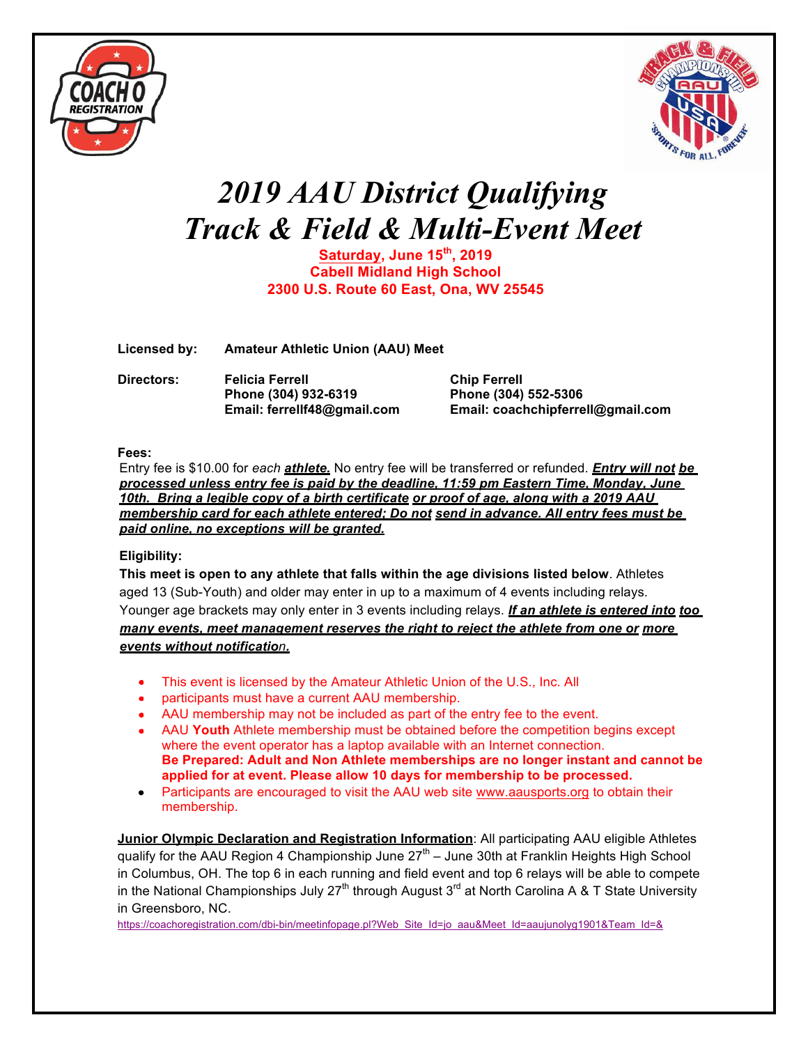# 2019 AAU District Qualifying Track & Field & Multi-Event Meet

**Saturday, June 15th, 2019**
**Cabell Midland High School**
**2300 U.S. Route 60 East, Ona, WV 25545**

**Licensed by:** **Amateur Athletic Union (AAU) Meet**

**Directors:**

**Felicia Ferrell**
**Phone (304) 932-6319**
**Email: ferrellf48@gmail.com**

**Chip Ferrell**
**Phone (304) 552-5306**
**Email: coachchipferrell@gmail.com**

**Fees:**

Entry fee is $10.00 for *each* ***athlete.*** No entry fee will be transferred or refunded. ***Entry will not be processed unless entry fee is paid by the deadline, 11:59 pm Eastern Time, Monday, June 10th. Bring a legible copy of a birth certificate or proof of age, along with a 2019 AAU membership card for each athlete entered; Do not send in advance. All entry fees must be paid online, no exceptions will be granted.***

**Eligibility:**

**This meet is open to any athlete that falls within the age divisions listed below**. Athletes aged 13 (Sub-Youth) and older may enter in up to a maximum of 4 events including relays. Younger age brackets may only enter in 3 events including relays. ***If an athlete is entered into too many events, meet management reserves the right to reject the athlete from one or more events without notification.***

- This event is licensed by the Amateur Athletic Union of the U.S., Inc. All
- participants must have a current AAU membership.
- AAU membership may not be included as part of the entry fee to the event.
- AAU **Youth** Athlete membership must be obtained before the competition begins except where the event operator has a laptop available with an Internet connection. **Be Prepared: Adult and Non Athlete memberships are no longer instant and cannot be applied for at event. Please allow 10 days for membership to be processed.**
- Participants are encouraged to visit the AAU web site www.aausports.org to obtain their membership.

**Junior Olympic Declaration and Registration Information**: All participating AAU eligible Athletes qualify for the AAU Region 4 Championship June 27th – June 30th at Franklin Heights High School in Columbus, OH. The top 6 in each running and field event and top 6 relays will be able to compete in the National Championships July 27th through August 3rd at North Carolina A & T State University in Greensboro, NC.

https://coachoregistration.com/dbi-bin/meetinfopage.pl?Web_Site_Id=jo_aau&Meet_Id=aaujunolyg1901&Team_Id=&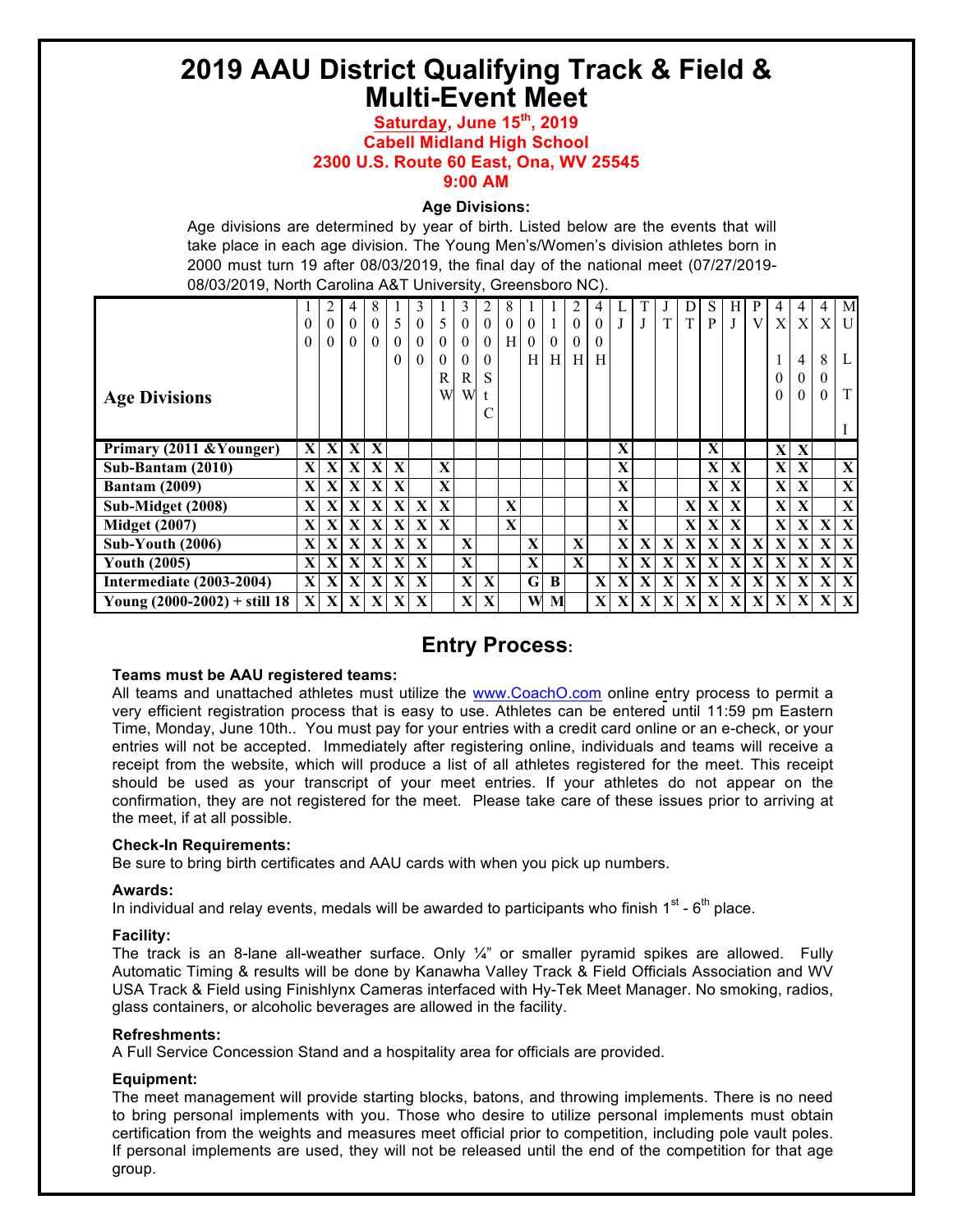# 2019 AAU District Qualifying Track & Field & Multi-Event Meet

**Saturday, June 15th, 2019**
**Cabell Midland High School**
**2300 U.S. Route 60 East, Ona, WV 25545**
**9:00 AM**

**Age Divisions:**

Age divisions are determined by year of birth. Listed below are the events that will take place in each age division. The Young Men's/Women's division athletes born in 2000 must turn 19 after 08/03/2019, the final day of the national meet (07/27/2019-08/03/2019, North Carolina A&T University, Greensboro NC).

| Age Divisions | 100 | 200 | 400 | 800 | 1500 | 3000 | 1500 RW | 3000 RW | 2000 St C | 80H | 100H | 110H | 200H | 400H | LJ | TJ | JT | DT | SP | HJ | PV | 4X 100 | 4X 400 | 4X 800 | MULTI |
|---|---|---|---|---|---|---|---|---|---|---|---|---|---|---|---|---|---|---|---|---|---|---|---|---|---|
| **Primary (2011 &Younger)** | X | X | X | X | | | | | | | | | | | X | | | | X | | | X | X | | |
| **Sub-Bantam (2010)** | X | X | X | X | X | | X | | | | | | | | X | | | | X | X | | X | X | | X |
| **Bantam (2009)** | X | X | X | X | X | | X | | | | | | | | X | | | | X | X | | X | X | | X |
| **Sub-Midget (2008)** | X | X | X | X | X | X | X | | | X | | | | | X | | | X | X | X | | X | X | | X |
| **Midget (2007)** | X | X | X | X | X | X | X | | | X | | | | | X | | | X | X | X | | X | X | X | X |
| **Sub-Youth (2006)** | X | X | X | X | X | X | | X | | | X | | X | | X | X | X | X | X | X | X | X | X | X | X |
| **Youth (2005)** | X | X | X | X | X | X | | X | | | X | | X | | X | X | X | X | X | X | X | X | X | X | X |
| **Intermediate (2003-2004)** | X | X | X | X | X | X | | X | X | | G | B | | X | X | X | X | X | X | X | X | X | X | X | X |
| **Young (2000-2002) + still 18** | X | X | X | X | X | X | | X | X | | W | M | | X | X | X | X | X | X | X | X | X | X | X | X |

## Entry Process:

### Teams must be AAU registered teams:

All teams and unattached athletes must utilize the www.CoachO.com online entry process to permit a very efficient registration process that is easy to use. Athletes can be entered until 11:59 pm Eastern Time, Monday, June 10th.. You must pay for your entries with a credit card online or an e-check, or your entries will not be accepted. Immediately after registering online, individuals and teams will receive a receipt from the website, which will produce a list of all athletes registered for the meet. This receipt should be used as your transcript of your meet entries. If your athletes do not appear on the confirmation, they are not registered for the meet. Please take care of these issues prior to arriving at the meet, if at all possible.

### Check-In Requirements:

Be sure to bring birth certificates and AAU cards with when you pick up numbers.

### Awards:

In individual and relay events, medals will be awarded to participants who finish 1st - 6th place.

### Facility:

The track is an 8-lane all-weather surface. Only ¼" or smaller pyramid spikes are allowed. Fully Automatic Timing & results will be done by Kanawha Valley Track & Field Officials Association and WV USA Track & Field using Finishlynx Cameras interfaced with Hy-Tek Meet Manager. No smoking, radios, glass containers, or alcoholic beverages are allowed in the facility.

### Refreshments:

A Full Service Concession Stand and a hospitality area for officials are provided.

### Equipment:

The meet management will provide starting blocks, batons, and throwing implements. There is no need to bring personal implements with you. Those who desire to utilize personal implements must obtain certification from the weights and measures meet official prior to competition, including pole vault poles. If personal implements are used, they will not be released until the end of the competition for that age group.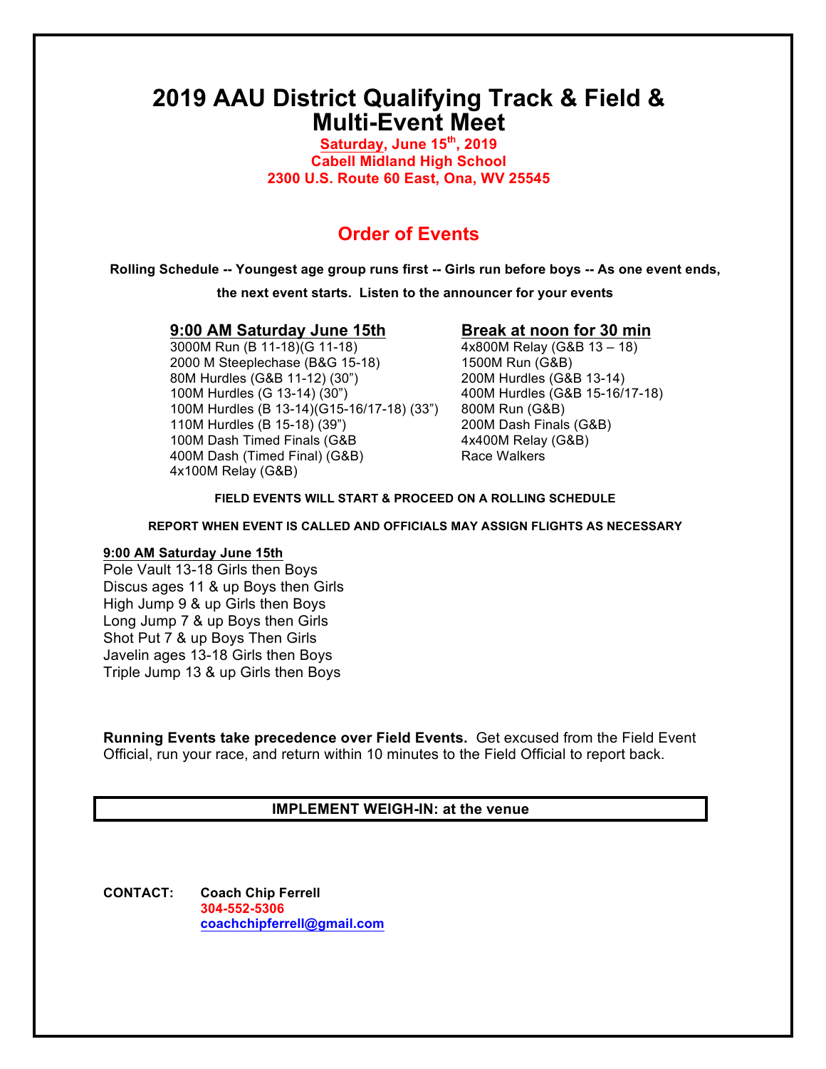# 2019 AAU District Qualifying Track & Field & Multi-Event Meet

**Saturday, June 15th, 2019**
**Cabell Midland High School**
**2300 U.S. Route 60 East, Ona, WV 25545**

## Order of Events

**Rolling Schedule -- Youngest age group runs first -- Girls run before boys -- As one event ends, the next event starts. Listen to the announcer for your events**

### 9:00 AM Saturday June 15th

3000M Run (B 11-18)(G 11-18)
2000 M Steeplechase (B&G 15-18)
80M Hurdles (G&B 11-12) (30")
100M Hurdles (G 13-14) (30")
100M Hurdles (B 13-14)(G15-16/17-18) (33")
110M Hurdles (B 15-18) (39")
100M Dash Timed Finals (G&B
400M Dash (Timed Final) (G&B)
4x100M Relay (G&B)

### Break at noon for 30 min

4x800M Relay (G&B 13 – 18)
1500M Run (G&B)
200M Hurdles (G&B 13-14)
400M Hurdles (G&B 15-16/17-18)
800M Run (G&B)
200M Dash Finals (G&B)
4x400M Relay (G&B)
Race Walkers

**FIELD EVENTS WILL START & PROCEED ON A ROLLING SCHEDULE**

**REPORT WHEN EVENT IS CALLED AND OFFICIALS MAY ASSIGN FLIGHTS AS NECESSARY**

**9:00 AM Saturday June 15th**

Pole Vault 13-18 Girls then Boys
Discus ages 11 & up Boys then Girls
High Jump 9 & up Girls then Boys
Long Jump 7 & up Boys then Girls
Shot Put 7 & up Boys Then Girls
Javelin ages 13-18 Girls then Boys
Triple Jump 13 & up Girls then Boys

**Running Events take precedence over Field Events.** Get excused from the Field Event Official, run your race, and return within 10 minutes to the Field Official to report back.

**IMPLEMENT WEIGH-IN: at the venue**

**CONTACT:** **Coach Chip Ferrell**
**304-552-5306**
**coachchipferrell@gmail.com**